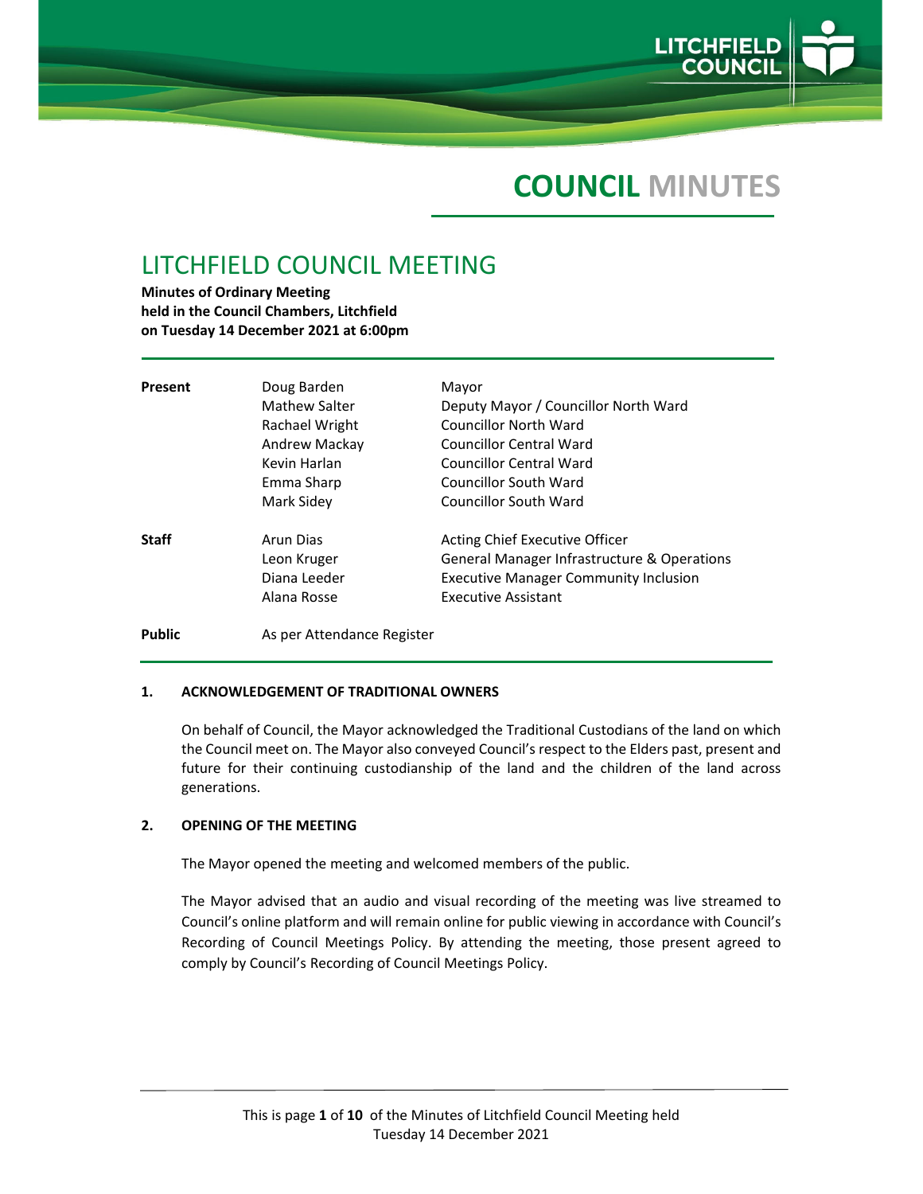# COUNCIL MINUTES

## LITCHFIELD COUNCIL MEETING

**Minutes of Ordinary Meeting**
**held in the Council Chambers, Litchfield**
**on Tuesday 14 December 2021 at 6:00pm**

| | | |
|---|---|---|
| **Present** | Doug Barden | Mayor |
| | Mathew Salter | Deputy Mayor / Councillor North Ward |
| | Rachael Wright | Councillor North Ward |
| | Andrew Mackay | Councillor Central Ward |
| | Kevin Harlan | Councillor Central Ward |
| | Emma Sharp | Councillor South Ward |
| | Mark Sidey | Councillor South Ward |
| **Staff** | Arun Dias | Acting Chief Executive Officer |
| | Leon Kruger | General Manager Infrastructure & Operations |
| | Diana Leeder | Executive Manager Community Inclusion |
| | Alana Rosse | Executive Assistant |
| **Public** | As per Attendance Register | |

### 1. ACKNOWLEDGEMENT OF TRADITIONAL OWNERS

On behalf of Council, the Mayor acknowledged the Traditional Custodians of the land on which the Council meet on. The Mayor also conveyed Council's respect to the Elders past, present and future for their continuing custodianship of the land and the children of the land across generations.

### 2. OPENING OF THE MEETING

The Mayor opened the meeting and welcomed members of the public.

The Mayor advised that an audio and visual recording of the meeting was live streamed to Council's online platform and will remain online for public viewing in accordance with Council's Recording of Council Meetings Policy. By attending the meeting, those present agreed to comply by Council's Recording of Council Meetings Policy.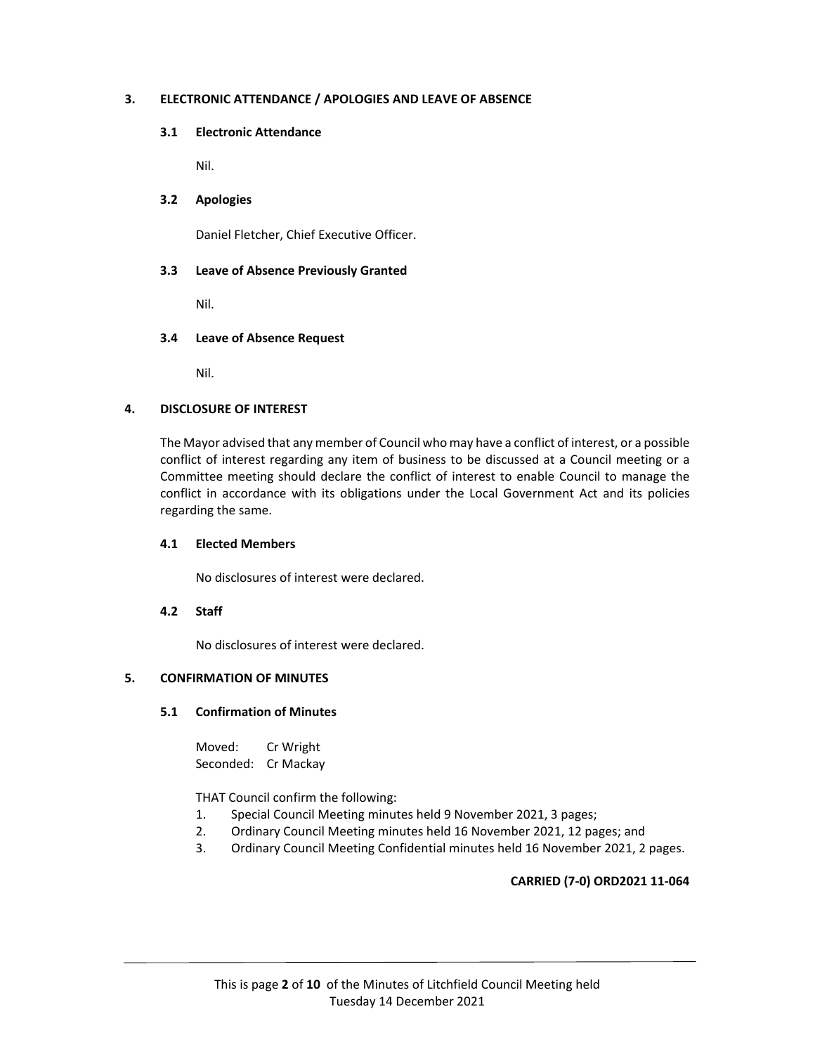## 3. ELECTRONIC ATTENDANCE / APOLOGIES AND LEAVE OF ABSENCE

### 3.1 Electronic Attendance

Nil.

### 3.2 Apologies

Daniel Fletcher, Chief Executive Officer.

### 3.3 Leave of Absence Previously Granted

Nil.

### 3.4 Leave of Absence Request

Nil.

## 4. DISCLOSURE OF INTEREST

The Mayor advised that any member of Council who may have a conflict of interest, or a possible conflict of interest regarding any item of business to be discussed at a Council meeting or a Committee meeting should declare the conflict of interest to enable Council to manage the conflict in accordance with its obligations under the Local Government Act and its policies regarding the same.

### 4.1 Elected Members

No disclosures of interest were declared.

### 4.2 Staff

No disclosures of interest were declared.

## 5. CONFIRMATION OF MINUTES

### 5.1 Confirmation of Minutes

Moved: Cr Wright
Seconded: Cr Mackay

THAT Council confirm the following:

1. Special Council Meeting minutes held 9 November 2021, 3 pages;
2. Ordinary Council Meeting minutes held 16 November 2021, 12 pages; and
3. Ordinary Council Meeting Confidential minutes held 16 November 2021, 2 pages.

**CARRIED (7-0) ORD2021 11-064**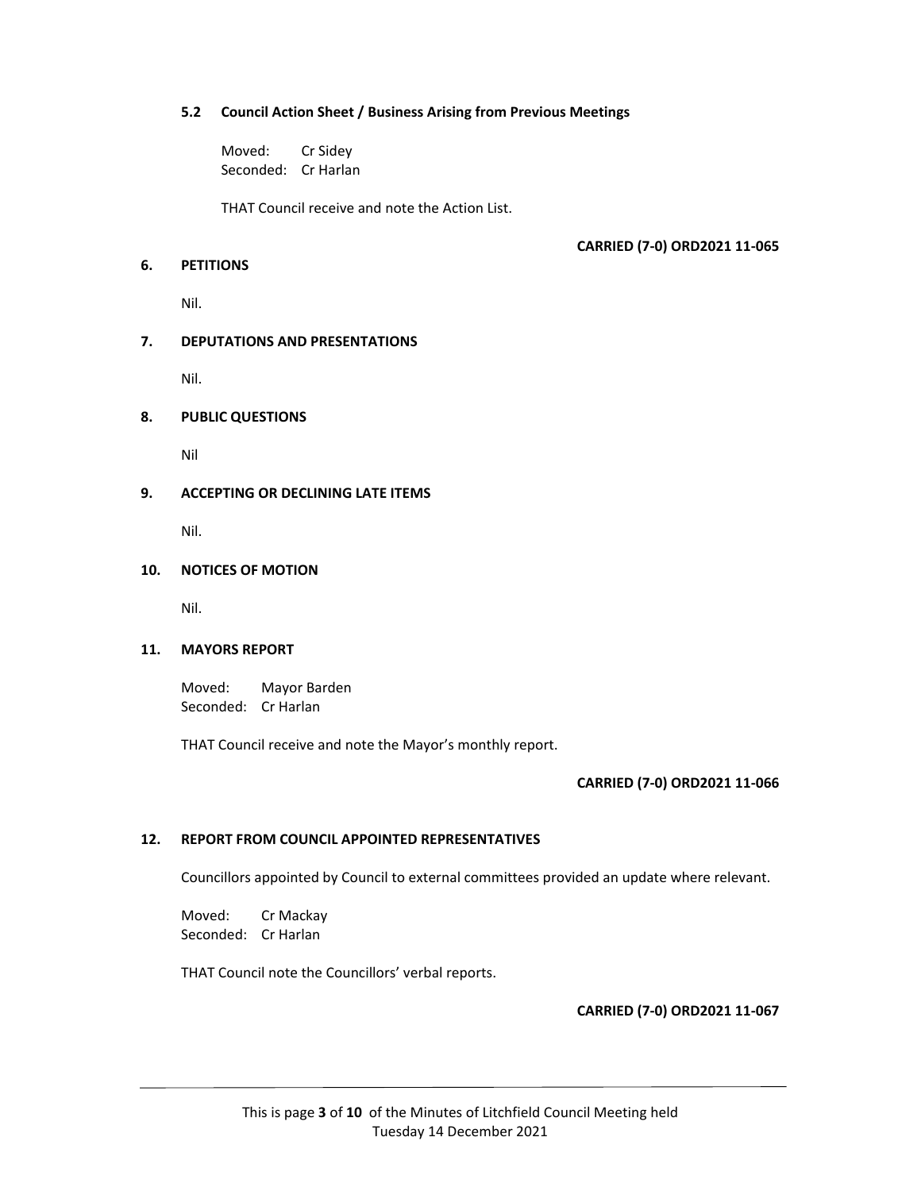### 5.2 Council Action Sheet / Business Arising from Previous Meetings

Moved: Cr Sidey
Seconded: Cr Harlan

THAT Council receive and note the Action List.

**CARRIED (7-0) ORD2021 11-065**

## 6. PETITIONS

Nil.

## 7. DEPUTATIONS AND PRESENTATIONS

Nil.

## 8. PUBLIC QUESTIONS

Nil

## 9. ACCEPTING OR DECLINING LATE ITEMS

Nil.

## 10. NOTICES OF MOTION

Nil.

## 11. MAYORS REPORT

Moved: Mayor Barden
Seconded: Cr Harlan

THAT Council receive and note the Mayor's monthly report.

**CARRIED (7-0) ORD2021 11-066**

## 12. REPORT FROM COUNCIL APPOINTED REPRESENTATIVES

Councillors appointed by Council to external committees provided an update where relevant.

Moved: Cr Mackay
Seconded: Cr Harlan

THAT Council note the Councillors' verbal reports.

**CARRIED (7-0) ORD2021 11-067**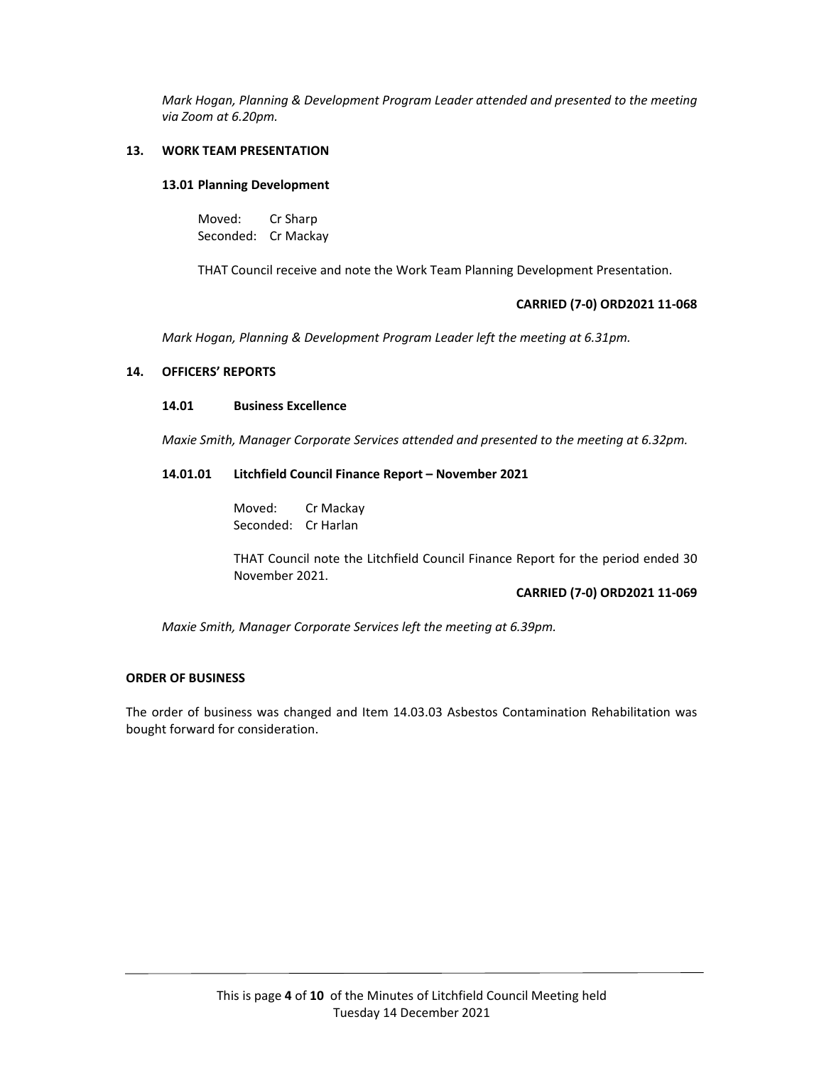*Mark Hogan, Planning & Development Program Leader attended and presented to the meeting via Zoom at 6.20pm.*

## 13. WORK TEAM PRESENTATION

### 13.01 Planning Development

Moved: Cr Sharp
Seconded: Cr Mackay

THAT Council receive and note the Work Team Planning Development Presentation.

**CARRIED (7-0) ORD2021 11-068**

*Mark Hogan, Planning & Development Program Leader left the meeting at 6.31pm.*

## 14. OFFICERS' REPORTS

### 14.01 Business Excellence

*Maxie Smith, Manager Corporate Services attended and presented to the meeting at 6.32pm.*

### 14.01.01 Litchfield Council Finance Report – November 2021

Moved: Cr Mackay
Seconded: Cr Harlan

THAT Council note the Litchfield Council Finance Report for the period ended 30 November 2021.

**CARRIED (7-0) ORD2021 11-069**

*Maxie Smith, Manager Corporate Services left the meeting at 6.39pm.*

**ORDER OF BUSINESS**

The order of business was changed and Item 14.03.03 Asbestos Contamination Rehabilitation was bought forward for consideration.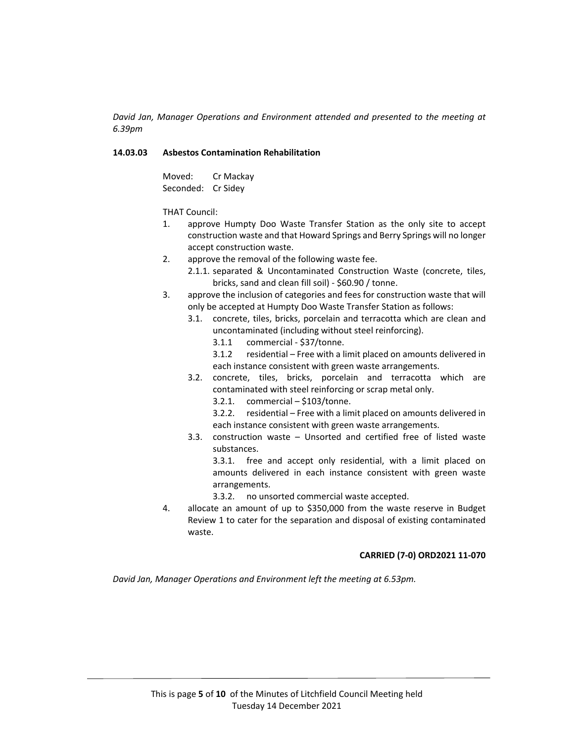*David Jan, Manager Operations and Environment attended and presented to the meeting at 6.39pm*

**14.03.03 Asbestos Contamination Rehabilitation**

Moved: Cr Mackay
Seconded: Cr Sidey

THAT Council:

1. approve Humpty Doo Waste Transfer Station as the only site to accept construction waste and that Howard Springs and Berry Springs will no longer accept construction waste.
2. approve the removal of the following waste fee.
   2.1.1. separated & Uncontaminated Construction Waste (concrete, tiles, bricks, sand and clean fill soil) - $60.90 / tonne.
3. approve the inclusion of categories and fees for construction waste that will only be accepted at Humpty Doo Waste Transfer Station as follows:
   3.1. concrete, tiles, bricks, porcelain and terracotta which are clean and uncontaminated (including without steel reinforcing).
      3.1.1 commercial - $37/tonne.
      3.1.2 residential – Free with a limit placed on amounts delivered in each instance consistent with green waste arrangements.
   3.2. concrete, tiles, bricks, porcelain and terracotta which are contaminated with steel reinforcing or scrap metal only.
      3.2.1. commercial – $103/tonne.
      3.2.2. residential – Free with a limit placed on amounts delivered in each instance consistent with green waste arrangements.
   3.3. construction waste – Unsorted and certified free of listed waste substances.
      3.3.1. free and accept only residential, with a limit placed on amounts delivered in each instance consistent with green waste arrangements.
      3.3.2. no unsorted commercial waste accepted.
4. allocate an amount of up to $350,000 from the waste reserve in Budget Review 1 to cater for the separation and disposal of existing contaminated waste.

**CARRIED (7-0) ORD2021 11-070**

*David Jan, Manager Operations and Environment left the meeting at 6.53pm.*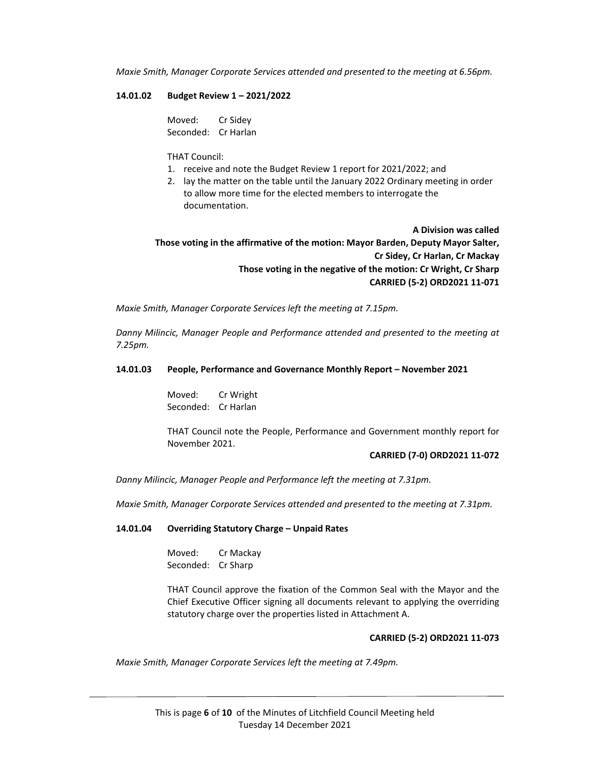*Maxie Smith, Manager Corporate Services attended and presented to the meeting at 6.56pm.*

**14.01.02 Budget Review 1 – 2021/2022**

Moved: Cr Sidey
Seconded: Cr Harlan

THAT Council:

1. receive and note the Budget Review 1 report for 2021/2022; and
2. lay the matter on the table until the January 2022 Ordinary meeting in order to allow more time for the elected members to interrogate the documentation.

**A Division was called**
**Those voting in the affirmative of the motion: Mayor Barden, Deputy Mayor Salter, Cr Sidey, Cr Harlan, Cr Mackay**
**Those voting in the negative of the motion: Cr Wright, Cr Sharp**
**CARRIED (5-2) ORD2021 11-071**

*Maxie Smith, Manager Corporate Services left the meeting at 7.15pm.*

*Danny Milincic, Manager People and Performance attended and presented to the meeting at 7.25pm.*

**14.01.03 People, Performance and Governance Monthly Report – November 2021**

Moved: Cr Wright
Seconded: Cr Harlan

THAT Council note the People, Performance and Government monthly report for November 2021.

**CARRIED (7-0) ORD2021 11-072**

*Danny Milincic, Manager People and Performance left the meeting at 7.31pm.*

*Maxie Smith, Manager Corporate Services attended and presented to the meeting at 7.31pm.*

**14.01.04 Overriding Statutory Charge – Unpaid Rates**

Moved: Cr Mackay
Seconded: Cr Sharp

THAT Council approve the fixation of the Common Seal with the Mayor and the Chief Executive Officer signing all documents relevant to applying the overriding statutory charge over the properties listed in Attachment A.

**CARRIED (5-2) ORD2021 11-073**

*Maxie Smith, Manager Corporate Services left the meeting at 7.49pm.*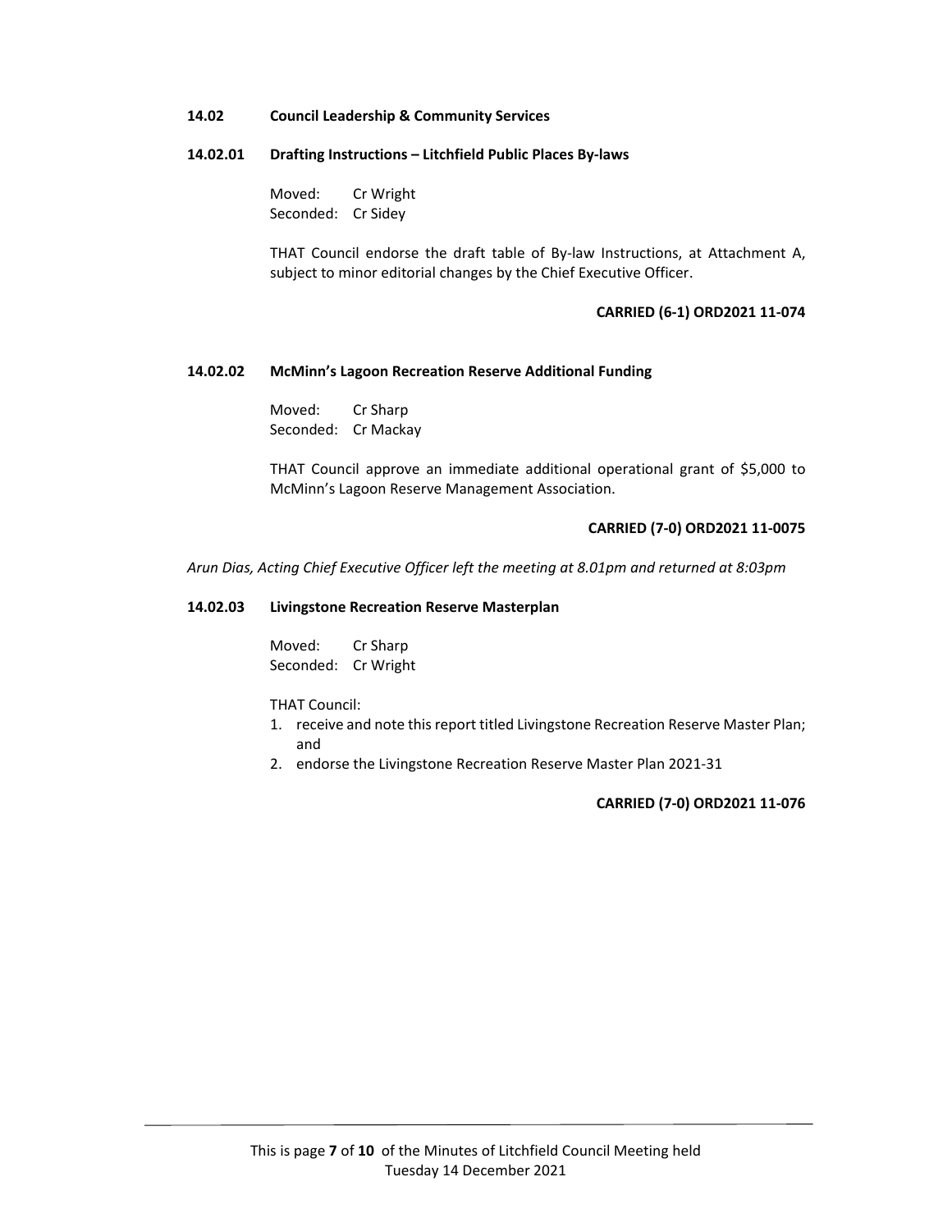## 14.02 Council Leadership & Community Services

### 14.02.01 Drafting Instructions – Litchfield Public Places By-laws

Moved: Cr Wright
Seconded: Cr Sidey

THAT Council endorse the draft table of By-law Instructions, at Attachment A, subject to minor editorial changes by the Chief Executive Officer.

**CARRIED (6-1) ORD2021 11-074**

### 14.02.02 McMinn's Lagoon Recreation Reserve Additional Funding

Moved: Cr Sharp
Seconded: Cr Mackay

THAT Council approve an immediate additional operational grant of $5,000 to McMinn's Lagoon Reserve Management Association.

**CARRIED (7-0) ORD2021 11-0075**

*Arun Dias, Acting Chief Executive Officer left the meeting at 8.01pm and returned at 8:03pm*

### 14.02.03 Livingstone Recreation Reserve Masterplan

Moved: Cr Sharp
Seconded: Cr Wright

THAT Council:

1. receive and note this report titled Livingstone Recreation Reserve Master Plan; and
2. endorse the Livingstone Recreation Reserve Master Plan 2021-31

**CARRIED (7-0) ORD2021 11-076**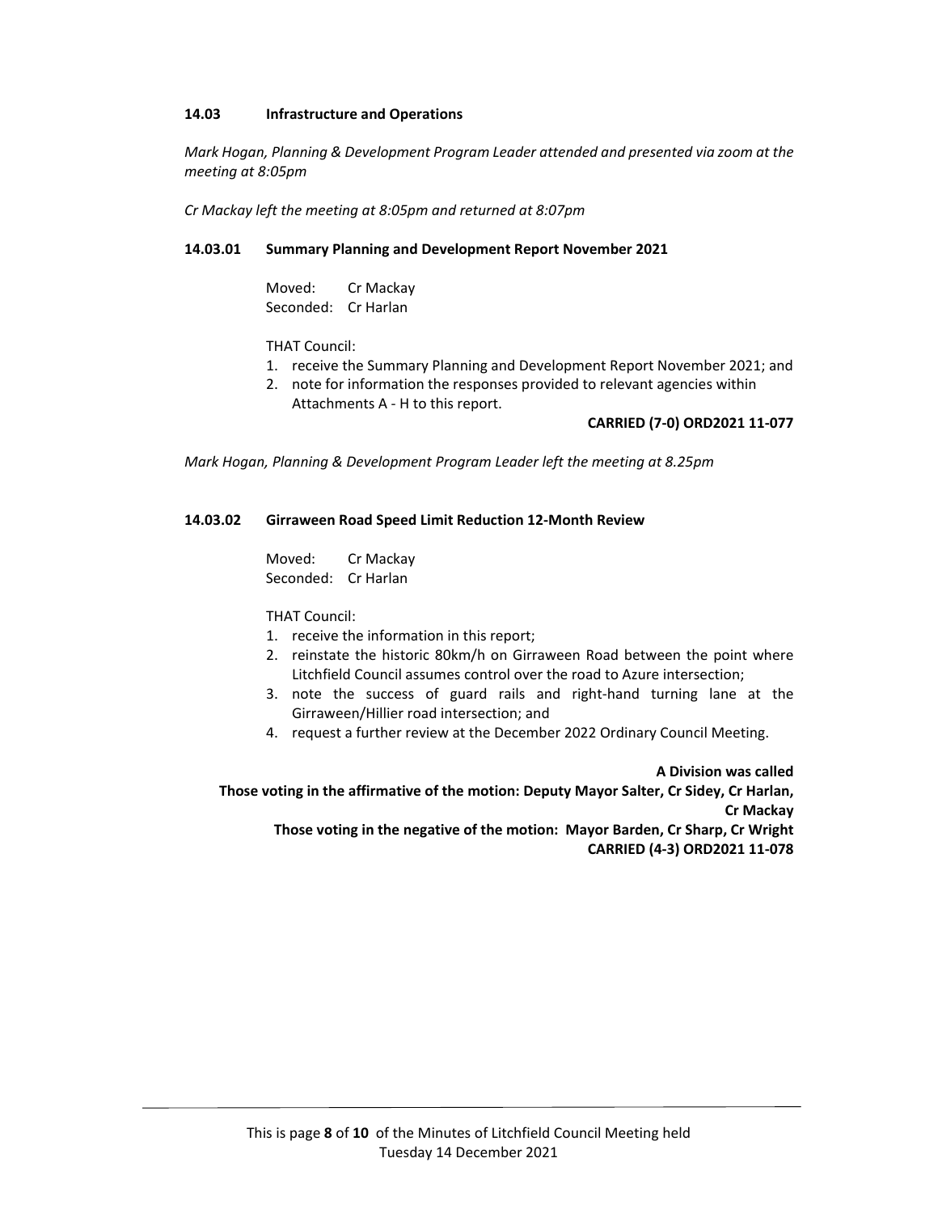### 14.03 Infrastructure and Operations

*Mark Hogan, Planning & Development Program Leader attended and presented via zoom at the meeting at 8:05pm*

*Cr Mackay left the meeting at 8:05pm and returned at 8:07pm*

#### 14.03.01 Summary Planning and Development Report November 2021

Moved: Cr Mackay
Seconded: Cr Harlan

THAT Council:

1. receive the Summary Planning and Development Report November 2021; and
2. note for information the responses provided to relevant agencies within Attachments A - H to this report.

**CARRIED (7-0) ORD2021 11-077**

*Mark Hogan, Planning & Development Program Leader left the meeting at 8.25pm*

#### 14.03.02 Girraween Road Speed Limit Reduction 12-Month Review

Moved: Cr Mackay
Seconded: Cr Harlan

THAT Council:

1. receive the information in this report;
2. reinstate the historic 80km/h on Girraween Road between the point where Litchfield Council assumes control over the road to Azure intersection;
3. note the success of guard rails and right-hand turning lane at the Girraween/Hillier road intersection; and
4. request a further review at the December 2022 Ordinary Council Meeting.

**A Division was called**
**Those voting in the affirmative of the motion: Deputy Mayor Salter, Cr Sidey, Cr Harlan, Cr Mackay**
**Those voting in the negative of the motion: Mayor Barden, Cr Sharp, Cr Wright**
**CARRIED (4-3) ORD2021 11-078**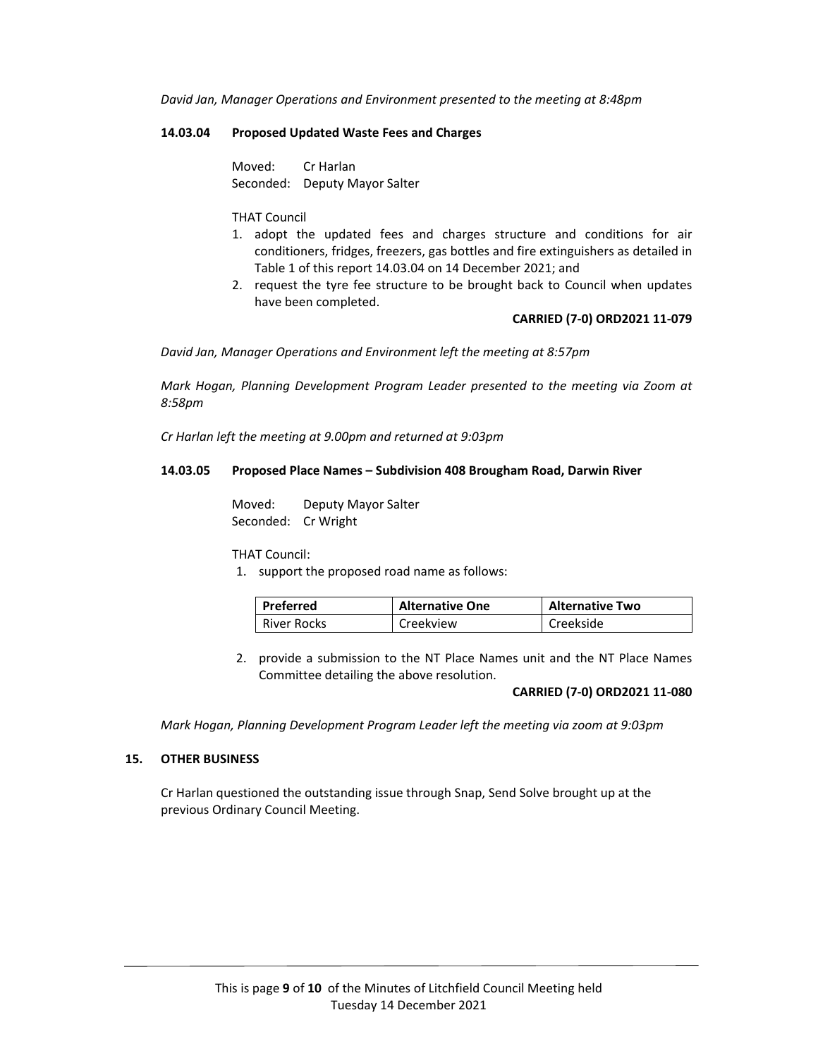*David Jan, Manager Operations and Environment presented to the meeting at 8:48pm*

### 14.03.04 Proposed Updated Waste Fees and Charges

Moved: Cr Harlan
Seconded: Deputy Mayor Salter

THAT Council

1. adopt the updated fees and charges structure and conditions for air conditioners, fridges, freezers, gas bottles and fire extinguishers as detailed in Table 1 of this report 14.03.04 on 14 December 2021; and
2. request the tyre fee structure to be brought back to Council when updates have been completed.

**CARRIED (7-0) ORD2021 11-079**

*David Jan, Manager Operations and Environment left the meeting at 8:57pm*

*Mark Hogan, Planning Development Program Leader presented to the meeting via Zoom at 8:58pm*

*Cr Harlan left the meeting at 9.00pm and returned at 9:03pm*

### 14.03.05 Proposed Place Names – Subdivision 408 Brougham Road, Darwin River

Moved: Deputy Mayor Salter
Seconded: Cr Wright

THAT Council:

1. support the proposed road name as follows:

| Preferred | Alternative One | Alternative Two |
|---|---|---|
| River Rocks | Creekview | Creekside |

2. provide a submission to the NT Place Names unit and the NT Place Names Committee detailing the above resolution.

**CARRIED (7-0) ORD2021 11-080**

*Mark Hogan, Planning Development Program Leader left the meeting via zoom at 9:03pm*

## 15. OTHER BUSINESS

Cr Harlan questioned the outstanding issue through Snap, Send Solve brought up at the previous Ordinary Council Meeting.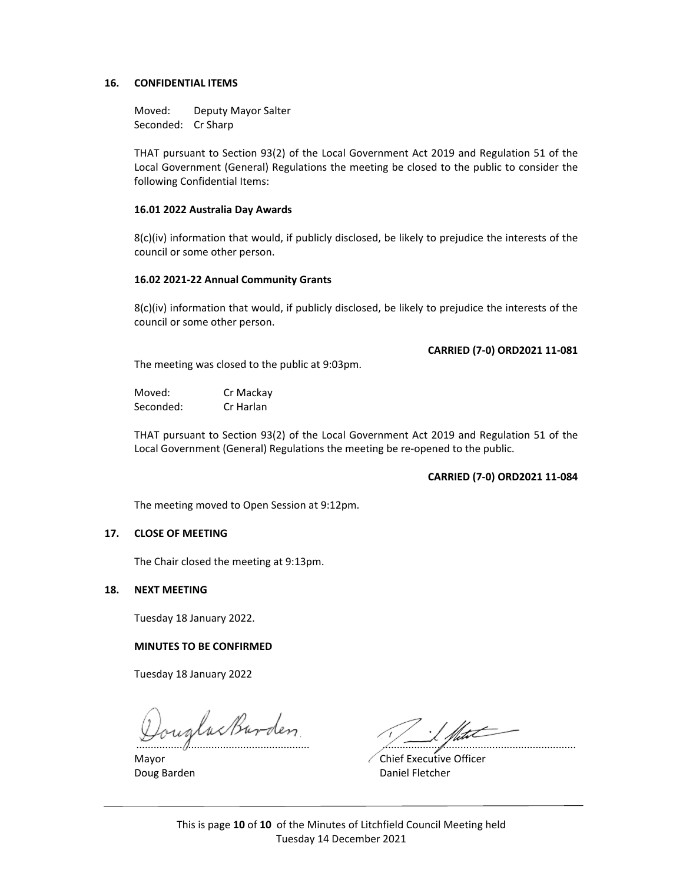## 16. CONFIDENTIAL ITEMS

Moved: Deputy Mayor Salter
Seconded: Cr Sharp

THAT pursuant to Section 93(2) of the Local Government Act 2019 and Regulation 51 of the Local Government (General) Regulations the meeting be closed to the public to consider the following Confidential Items:

**16.01 2022 Australia Day Awards**

8(c)(iv) information that would, if publicly disclosed, be likely to prejudice the interests of the council or some other person.

**16.02 2021-22 Annual Community Grants**

8(c)(iv) information that would, if publicly disclosed, be likely to prejudice the interests of the council or some other person.

**CARRIED (7-0) ORD2021 11-081**

The meeting was closed to the public at 9:03pm.

Moved: Cr Mackay
Seconded: Cr Harlan

THAT pursuant to Section 93(2) of the Local Government Act 2019 and Regulation 51 of the Local Government (General) Regulations the meeting be re-opened to the public.

**CARRIED (7-0) ORD2021 11-084**

The meeting moved to Open Session at 9:12pm.

## 17. CLOSE OF MEETING

The Chair closed the meeting at 9:13pm.

## 18. NEXT MEETING

Tuesday 18 January 2022.

**MINUTES TO BE CONFIRMED**

Tuesday 18 January 2022

Mayor
Doug Barden

Chief Executive Officer
Daniel Fletcher